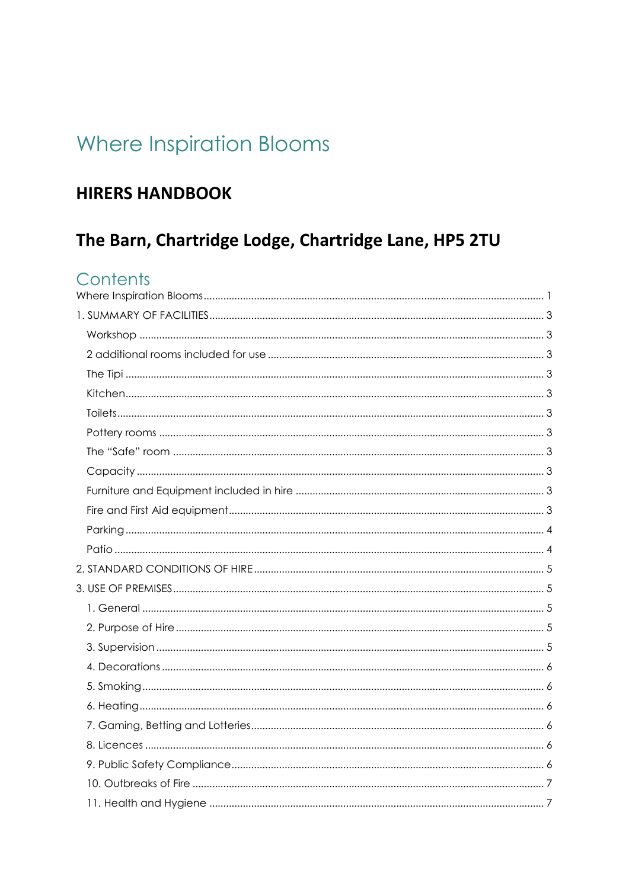# Where Inspiration Blooms

## HIRERS HANDBOOK

## The Barn, Chartridge Lodge, Chartridge Lane, HP5 2TU

## Contents

Where Inspiration Blooms ........ 1

1. SUMMARY OF FACILITIES ........ 3
   - Workshop ........ 3
   - 2 additional rooms included for use ........ 3
   - The Tipi ........ 3
   - Kitchen ........ 3
   - Toilets ........ 3
   - Pottery rooms ........ 3
   - The "Safe" room ........ 3
   - Capacity ........ 3
   - Furniture and Equipment included in hire ........ 3
   - Fire and First Aid equipment ........ 3
   - Parking ........ 4
   - Patio ........ 4
2. STANDARD CONDITIONS OF HIRE ........ 5
3. USE OF PREMISES ........ 5
   1. General ........ 5
   2. Purpose of Hire ........ 5
   3. Supervision ........ 5
   4. Decorations ........ 6
   5. Smoking ........ 6
   6. Heating ........ 6
   7. Gaming, Betting and Lotteries ........ 6
   8. Licences ........ 6
   9. Public Safety Compliance ........ 6
   10. Outbreaks of Fire ........ 7
   11. Health and Hygiene ........ 7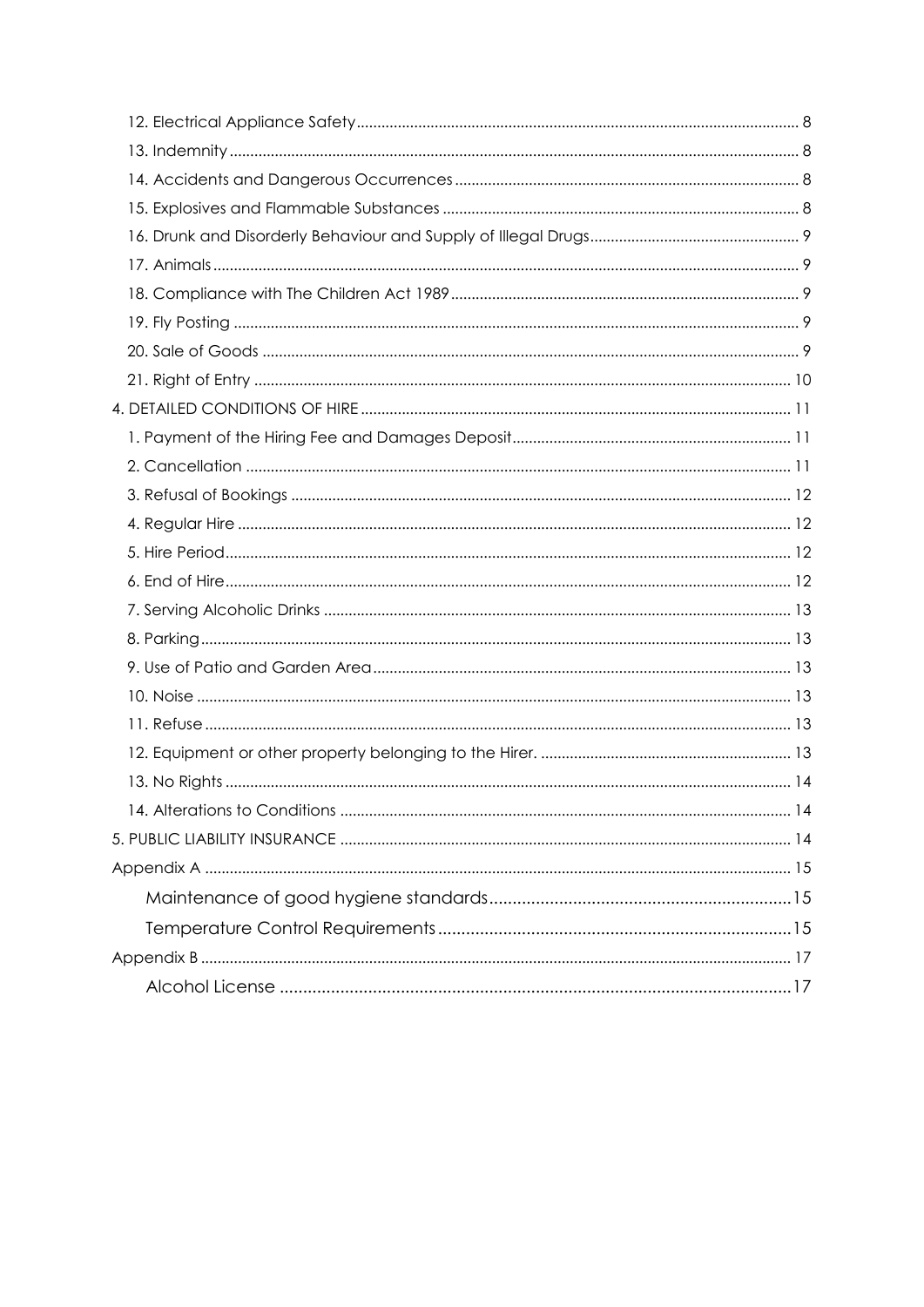12. Electrical Appliance Safety ........................................................................................................ 8
13. Indemnity ........................................................................................................................................ 8
14. Accidents and Dangerous Occurrences ................................................................................. 8
15. Explosives and Flammable Substances .................................................................................... 8
16. Drunk and Disorderly Behaviour and Supply of Illegal Drugs ................................................ 9
17. Animals ............................................................................................................................................ 9
18. Compliance with The Children Act 1989 .................................................................................. 9
19. Fly Posting ....................................................................................................................................... 9
20. Sale of Goods ................................................................................................................................ 9
21. Right of Entry ................................................................................................................................ 10

4. DETAILED CONDITIONS OF HIRE ...................................................................................................... 11

1. Payment of the Hiring Fee and Damages Deposit .................................................................. 11
2. Cancellation .................................................................................................................................. 11
3. Refusal of Bookings ....................................................................................................................... 12
4. Regular Hire .................................................................................................................................... 12
5. Hire Period ....................................................................................................................................... 12
6. End of Hire ....................................................................................................................................... 12
7. Serving Alcoholic Drinks ............................................................................................................... 13
8. Parking ............................................................................................................................................. 13
9. Use of Patio and Garden Area ................................................................................................... 13
10. Noise .............................................................................................................................................. 13
11. Refuse ............................................................................................................................................ 13
12. Equipment or other property belonging to the Hirer. ........................................................... 13
13. No Rights ....................................................................................................................................... 14
14. Alterations to Conditions ........................................................................................................... 14

5. PUBLIC LIABILITY INSURANCE ........................................................................................................... 14

Appendix A ........................................................................................................................................... 15

Maintenance of good hygiene standards ................................................................................ 15
Temperature Control Requirements ........................................................................................... 15

Appendix B ............................................................................................................................................ 17

Alcohol License .............................................................................................................................. 17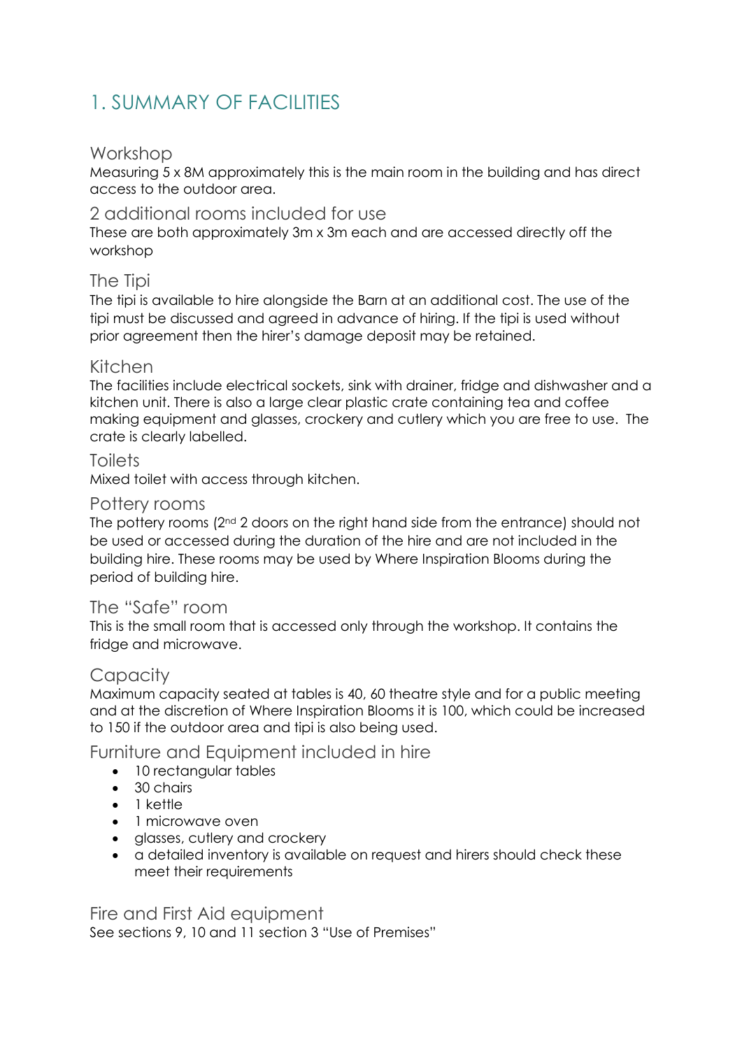# 1. SUMMARY OF FACILITIES

## Workshop

Measuring 5 x 8M approximately this is the main room in the building and has direct access to the outdoor area.

## 2 additional rooms included for use

These are both approximately 3m x 3m each and are accessed directly off the workshop

## The Tipi

The tipi is available to hire alongside the Barn at an additional cost. The use of the tipi must be discussed and agreed in advance of hiring. If the tipi is used without prior agreement then the hirer's damage deposit may be retained.

## Kitchen

The facilities include electrical sockets, sink with drainer, fridge and dishwasher and a kitchen unit. There is also a large clear plastic crate containing tea and coffee making equipment and glasses, crockery and cutlery which you are free to use. The crate is clearly labelled.

## Toilets

Mixed toilet with access through kitchen.

## Pottery rooms

The pottery rooms (2nd 2 doors on the right hand side from the entrance) should not be used or accessed during the duration of the hire and are not included in the building hire. These rooms may be used by Where Inspiration Blooms during the period of building hire.

## The "Safe" room

This is the small room that is accessed only through the workshop. It contains the fridge and microwave.

## Capacity

Maximum capacity seated at tables is 40, 60 theatre style and for a public meeting and at the discretion of Where Inspiration Blooms it is 100, which could be increased to 150 if the outdoor area and tipi is also being used.

## Furniture and Equipment included in hire

- 10 rectangular tables
- 30 chairs
- 1 kettle
- 1 microwave oven
- glasses, cutlery and crockery
- a detailed inventory is available on request and hirers should check these meet their requirements

## Fire and First Aid equipment

See sections 9, 10 and 11 section 3 "Use of Premises"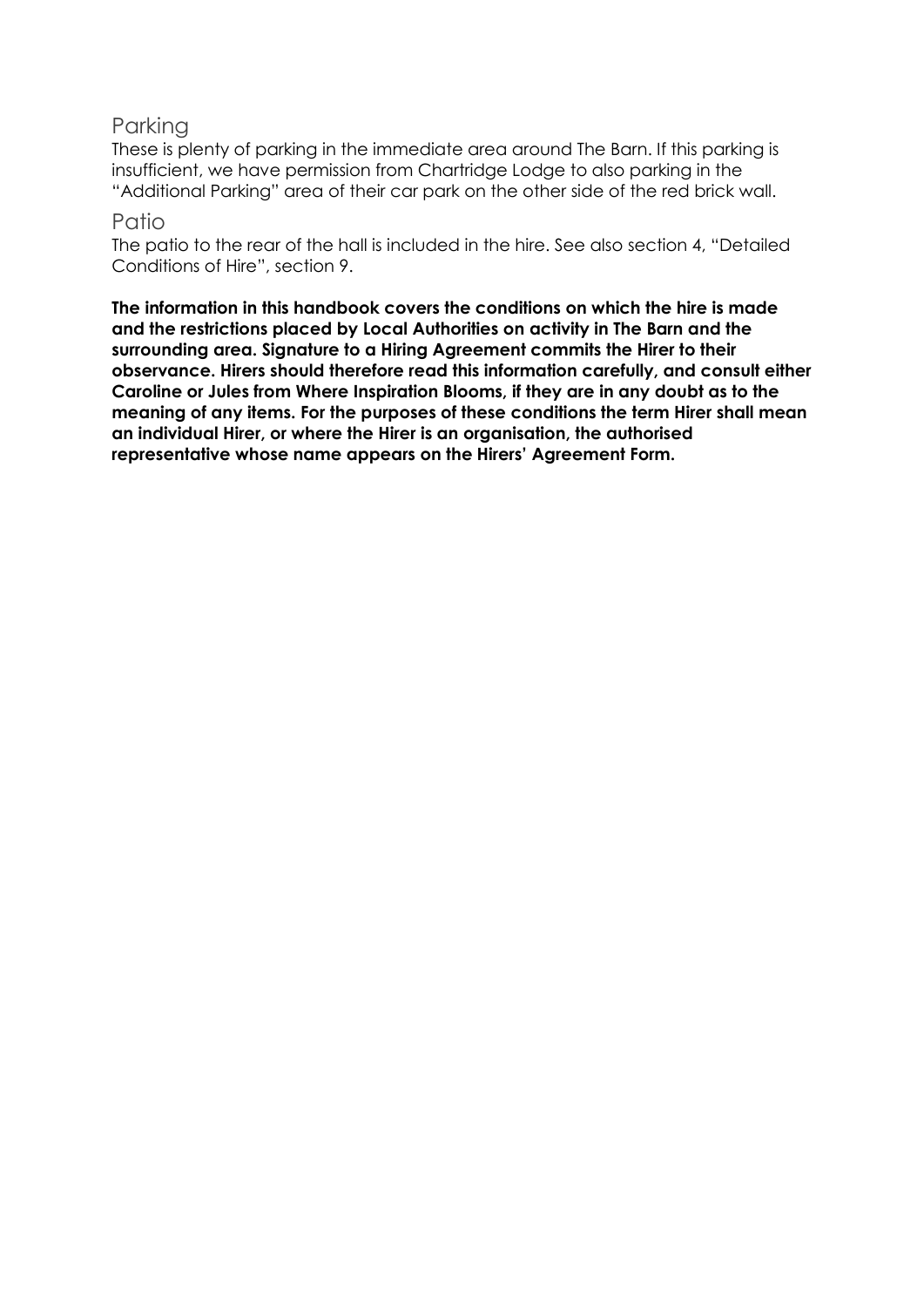## Parking

These is plenty of parking in the immediate area around The Barn. If this parking is insufficient, we have permission from Chartridge Lodge to also parking in the "Additional Parking" area of their car park on the other side of the red brick wall.

## Patio

The patio to the rear of the hall is included in the hire. See also section 4, "Detailed Conditions of Hire", section 9.

**The information in this handbook covers the conditions on which the hire is made and the restrictions placed by Local Authorities on activity in The Barn and the surrounding area. Signature to a Hiring Agreement commits the Hirer to their observance. Hirers should therefore read this information carefully, and consult either Caroline or Jules from Where Inspiration Blooms, if they are in any doubt as to the meaning of any items. For the purposes of these conditions the term Hirer shall mean an individual Hirer, or where the Hirer is an organisation, the authorised representative whose name appears on the Hirers' Agreement Form.**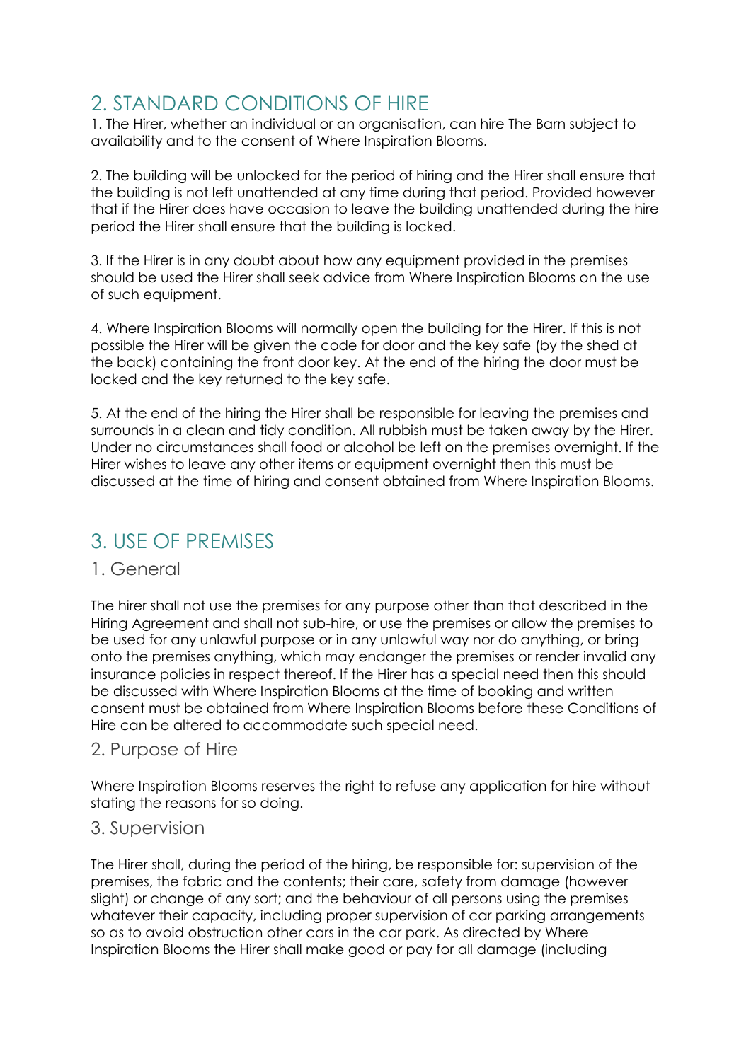## 2. STANDARD CONDITIONS OF HIRE

1. The Hirer, whether an individual or an organisation, can hire The Barn subject to availability and to the consent of Where Inspiration Blooms.

2. The building will be unlocked for the period of hiring and the Hirer shall ensure that the building is not left unattended at any time during that period. Provided however that if the Hirer does have occasion to leave the building unattended during the hire period the Hirer shall ensure that the building is locked.

3. If the Hirer is in any doubt about how any equipment provided in the premises should be used the Hirer shall seek advice from Where Inspiration Blooms on the use of such equipment.

4. Where Inspiration Blooms will normally open the building for the Hirer. If this is not possible the Hirer will be given the code for door and the key safe (by the shed at the back) containing the front door key. At the end of the hiring the door must be locked and the key returned to the key safe.

5. At the end of the hiring the Hirer shall be responsible for leaving the premises and surrounds in a clean and tidy condition. All rubbish must be taken away by the Hirer. Under no circumstances shall food or alcohol be left on the premises overnight. If the Hirer wishes to leave any other items or equipment overnight then this must be discussed at the time of hiring and consent obtained from Where Inspiration Blooms.

## 3. USE OF PREMISES

### 1. General

The hirer shall not use the premises for any purpose other than that described in the Hiring Agreement and shall not sub-hire, or use the premises or allow the premises to be used for any unlawful purpose or in any unlawful way nor do anything, or bring onto the premises anything, which may endanger the premises or render invalid any insurance policies in respect thereof. If the Hirer has a special need then this should be discussed with Where Inspiration Blooms at the time of booking and written consent must be obtained from Where Inspiration Blooms before these Conditions of Hire can be altered to accommodate such special need.

### 2. Purpose of Hire

Where Inspiration Blooms reserves the right to refuse any application for hire without stating the reasons for so doing.

### 3. Supervision

The Hirer shall, during the period of the hiring, be responsible for: supervision of the premises, the fabric and the contents; their care, safety from damage (however slight) or change of any sort; and the behaviour of all persons using the premises whatever their capacity, including proper supervision of car parking arrangements so as to avoid obstruction other cars in the car park. As directed by Where Inspiration Blooms the Hirer shall make good or pay for all damage (including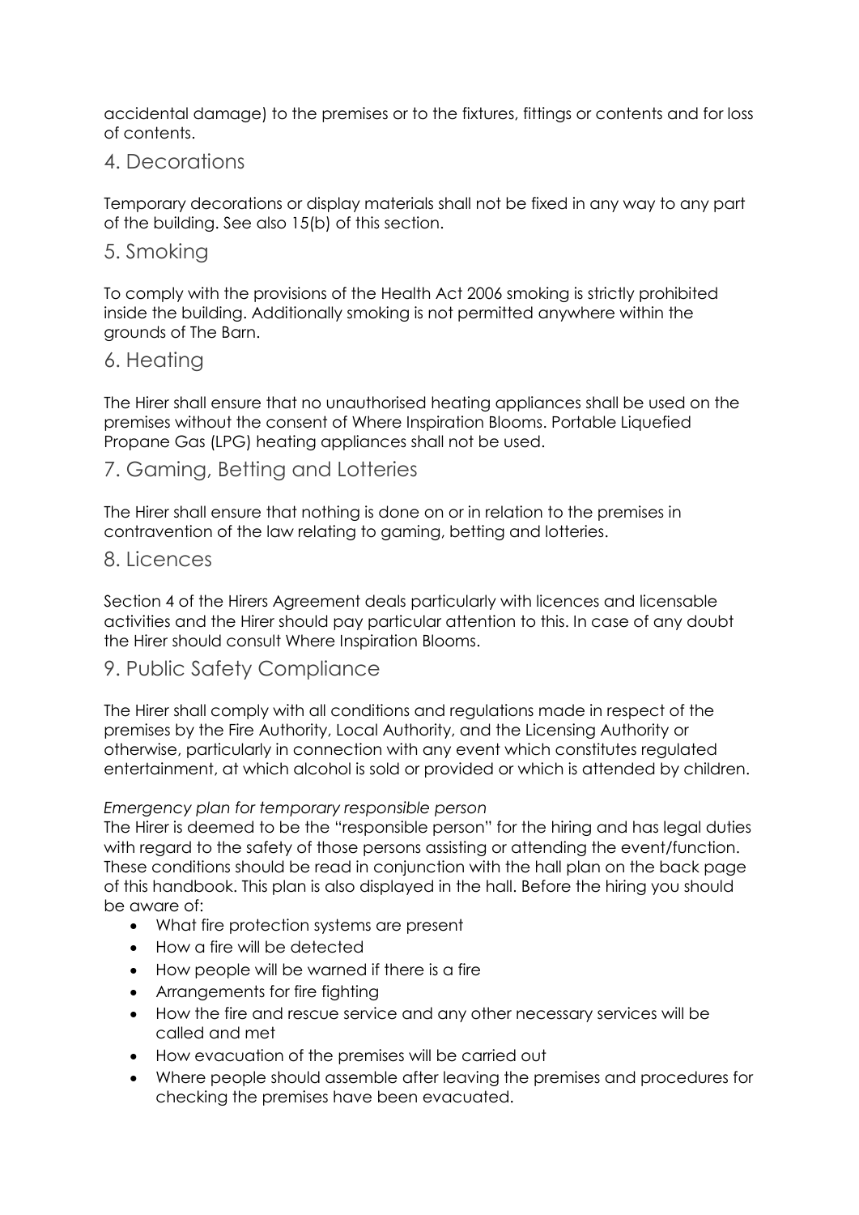accidental damage) to the premises or to the fixtures, fittings or contents and for loss of contents.

## 4. Decorations

Temporary decorations or display materials shall not be fixed in any way to any part of the building. See also 15(b) of this section.

## 5. Smoking

To comply with the provisions of the Health Act 2006 smoking is strictly prohibited inside the building. Additionally smoking is not permitted anywhere within the grounds of The Barn.

## 6. Heating

The Hirer shall ensure that no unauthorised heating appliances shall be used on the premises without the consent of Where Inspiration Blooms. Portable Liquefied Propane Gas (LPG) heating appliances shall not be used.

## 7. Gaming, Betting and Lotteries

The Hirer shall ensure that nothing is done on or in relation to the premises in contravention of the law relating to gaming, betting and lotteries.

## 8. Licences

Section 4 of the Hirers Agreement deals particularly with licences and licensable activities and the Hirer should pay particular attention to this. In case of any doubt the Hirer should consult Where Inspiration Blooms.

## 9. Public Safety Compliance

The Hirer shall comply with all conditions and regulations made in respect of the premises by the Fire Authority, Local Authority, and the Licensing Authority or otherwise, particularly in connection with any event which constitutes regulated entertainment, at which alcohol is sold or provided or which is attended by children.

*Emergency plan for temporary responsible person*

The Hirer is deemed to be the "responsible person" for the hiring and has legal duties with regard to the safety of those persons assisting or attending the event/function. These conditions should be read in conjunction with the hall plan on the back page of this handbook. This plan is also displayed in the hall. Before the hiring you should be aware of:

- What fire protection systems are present
- How a fire will be detected
- How people will be warned if there is a fire
- Arrangements for fire fighting
- How the fire and rescue service and any other necessary services will be called and met
- How evacuation of the premises will be carried out
- Where people should assemble after leaving the premises and procedures for checking the premises have been evacuated.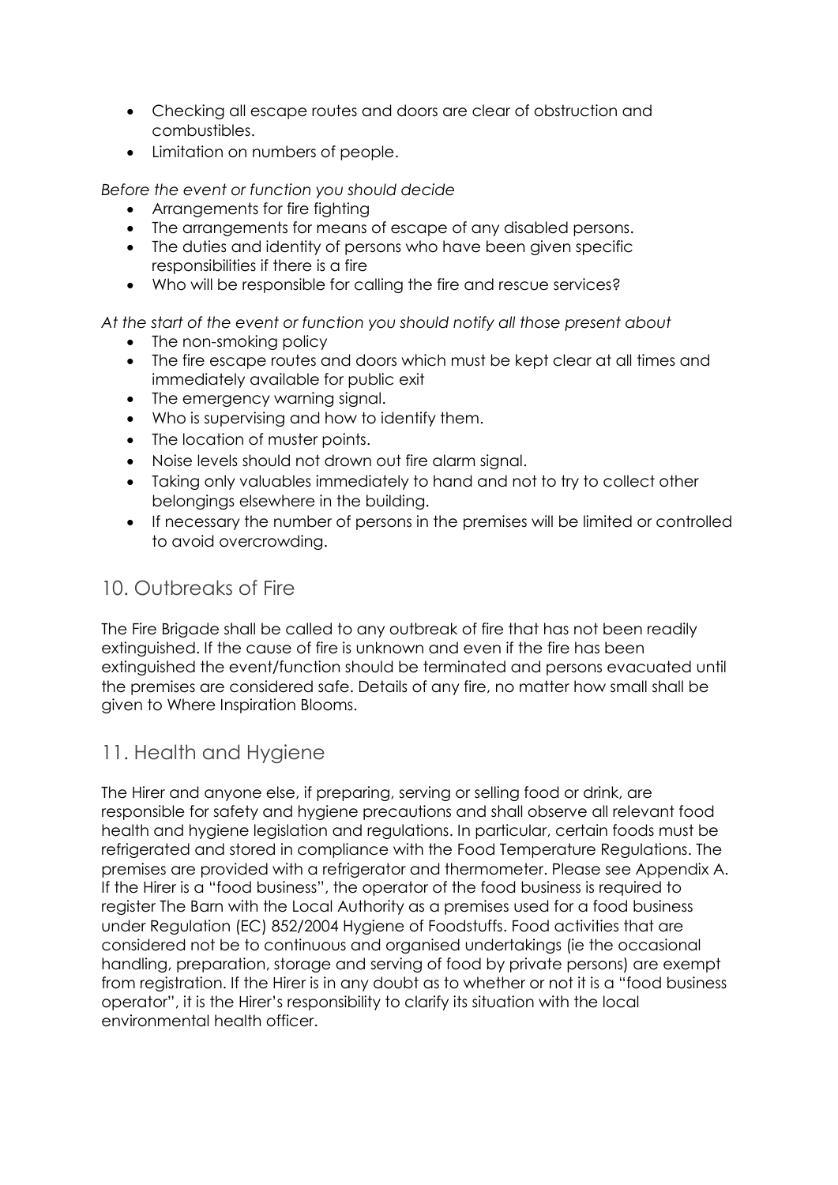- Checking all escape routes and doors are clear of obstruction and combustibles.
- Limitation on numbers of people.

*Before the event or function you should decide*

- Arrangements for fire fighting
- The arrangements for means of escape of any disabled persons.
- The duties and identity of persons who have been given specific responsibilities if there is a fire
- Who will be responsible for calling the fire and rescue services?

*At the start of the event or function you should notify all those present about*

- The non-smoking policy
- The fire escape routes and doors which must be kept clear at all times and immediately available for public exit
- The emergency warning signal.
- Who is supervising and how to identify them.
- The location of muster points.
- Noise levels should not drown out fire alarm signal.
- Taking only valuables immediately to hand and not to try to collect other belongings elsewhere in the building.
- If necessary the number of persons in the premises will be limited or controlled to avoid overcrowding.

## 10. Outbreaks of Fire

The Fire Brigade shall be called to any outbreak of fire that has not been readily extinguished. If the cause of fire is unknown and even if the fire has been extinguished the event/function should be terminated and persons evacuated until the premises are considered safe. Details of any fire, no matter how small shall be given to Where Inspiration Blooms.

## 11. Health and Hygiene

The Hirer and anyone else, if preparing, serving or selling food or drink, are responsible for safety and hygiene precautions and shall observe all relevant food health and hygiene legislation and regulations. In particular, certain foods must be refrigerated and stored in compliance with the Food Temperature Regulations. The premises are provided with a refrigerator and thermometer. Please see Appendix A. If the Hirer is a "food business", the operator of the food business is required to register The Barn with the Local Authority as a premises used for a food business under Regulation (EC) 852/2004 Hygiene of Foodstuffs. Food activities that are considered not be to continuous and organised undertakings (ie the occasional handling, preparation, storage and serving of food by private persons) are exempt from registration. If the Hirer is in any doubt as to whether or not it is a "food business operator", it is the Hirer's responsibility to clarify its situation with the local environmental health officer.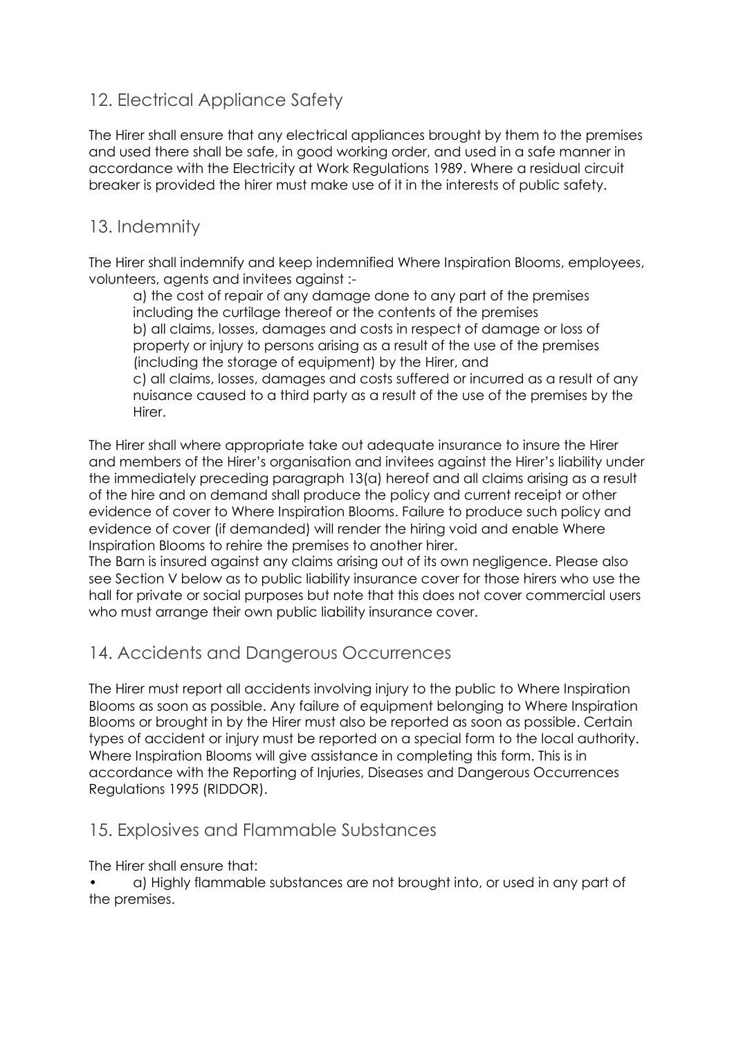## 12. Electrical Appliance Safety

The Hirer shall ensure that any electrical appliances brought by them to the premises and used there shall be safe, in good working order, and used in a safe manner in accordance with the Electricity at Work Regulations 1989. Where a residual circuit breaker is provided the hirer must make use of it in the interests of public safety.

## 13. Indemnity

The Hirer shall indemnify and keep indemnified Where Inspiration Blooms, employees, volunteers, agents and invitees against :-

a) the cost of repair of any damage done to any part of the premises including the curtilage thereof or the contents of the premises
b) all claims, losses, damages and costs in respect of damage or loss of property or injury to persons arising as a result of the use of the premises (including the storage of equipment) by the Hirer, and
c) all claims, losses, damages and costs suffered or incurred as a result of any nuisance caused to a third party as a result of the use of the premises by the Hirer.

The Hirer shall where appropriate take out adequate insurance to insure the Hirer and members of the Hirer's organisation and invitees against the Hirer's liability under the immediately preceding paragraph 13(a) hereof and all claims arising as a result of the hire and on demand shall produce the policy and current receipt or other evidence of cover to Where Inspiration Blooms. Failure to produce such policy and evidence of cover (if demanded) will render the hiring void and enable Where Inspiration Blooms to rehire the premises to another hirer.
The Barn is insured against any claims arising out of its own negligence. Please also see Section V below as to public liability insurance cover for those hirers who use the hall for private or social purposes but note that this does not cover commercial users who must arrange their own public liability insurance cover.

## 14. Accidents and Dangerous Occurrences

The Hirer must report all accidents involving injury to the public to Where Inspiration Blooms as soon as possible. Any failure of equipment belonging to Where Inspiration Blooms or brought in by the Hirer must also be reported as soon as possible. Certain types of accident or injury must be reported on a special form to the local authority. Where Inspiration Blooms will give assistance in completing this form. This is in accordance with the Reporting of Injuries, Diseases and Dangerous Occurrences Regulations 1995 (RIDDOR).

## 15. Explosives and Flammable Substances

The Hirer shall ensure that:

- a) Highly flammable substances are not brought into, or used in any part of the premises.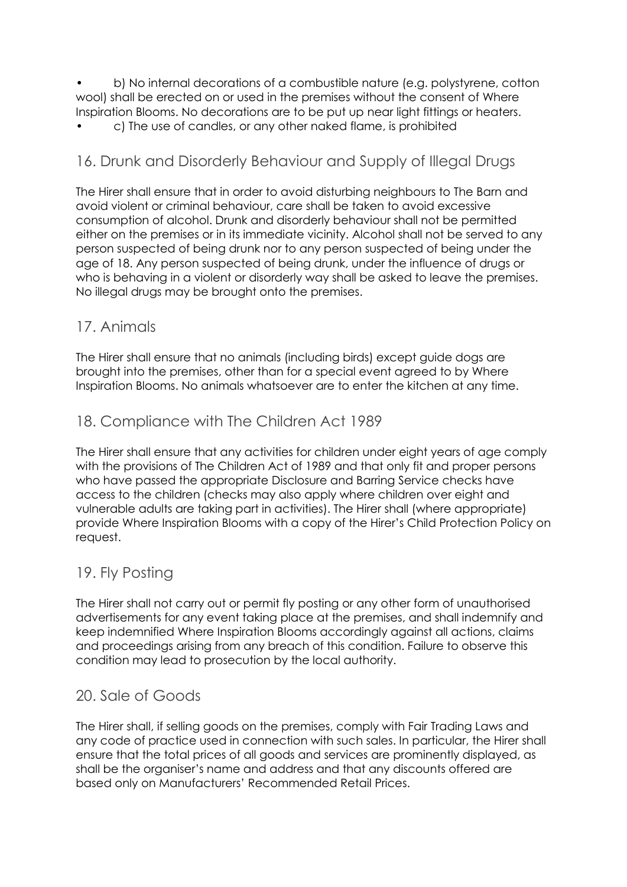- b) No internal decorations of a combustible nature (e.g. polystyrene, cotton wool) shall be erected on or used in the premises without the consent of Where Inspiration Blooms. No decorations are to be put up near light fittings or heaters.
- c) The use of candles, or any other naked flame, is prohibited

## 16. Drunk and Disorderly Behaviour and Supply of Illegal Drugs

The Hirer shall ensure that in order to avoid disturbing neighbours to The Barn and avoid violent or criminal behaviour, care shall be taken to avoid excessive consumption of alcohol. Drunk and disorderly behaviour shall not be permitted either on the premises or in its immediate vicinity. Alcohol shall not be served to any person suspected of being drunk nor to any person suspected of being under the age of 18. Any person suspected of being drunk, under the influence of drugs or who is behaving in a violent or disorderly way shall be asked to leave the premises. No illegal drugs may be brought onto the premises.

## 17. Animals

The Hirer shall ensure that no animals (including birds) except guide dogs are brought into the premises, other than for a special event agreed to by Where Inspiration Blooms. No animals whatsoever are to enter the kitchen at any time.

## 18. Compliance with The Children Act 1989

The Hirer shall ensure that any activities for children under eight years of age comply with the provisions of The Children Act of 1989 and that only fit and proper persons who have passed the appropriate Disclosure and Barring Service checks have access to the children (checks may also apply where children over eight and vulnerable adults are taking part in activities). The Hirer shall (where appropriate) provide Where Inspiration Blooms with a copy of the Hirer's Child Protection Policy on request.

## 19. Fly Posting

The Hirer shall not carry out or permit fly posting or any other form of unauthorised advertisements for any event taking place at the premises, and shall indemnify and keep indemnified Where Inspiration Blooms accordingly against all actions, claims and proceedings arising from any breach of this condition. Failure to observe this condition may lead to prosecution by the local authority.

## 20. Sale of Goods

The Hirer shall, if selling goods on the premises, comply with Fair Trading Laws and any code of practice used in connection with such sales. In particular, the Hirer shall ensure that the total prices of all goods and services are prominently displayed, as shall be the organiser's name and address and that any discounts offered are based only on Manufacturers' Recommended Retail Prices.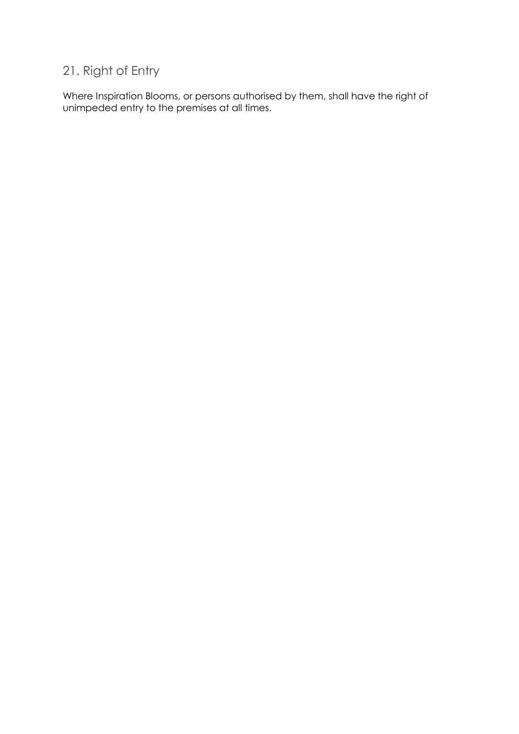## 21. Right of Entry

Where Inspiration Blooms, or persons authorised by them, shall have the right of unimpeded entry to the premises at all times.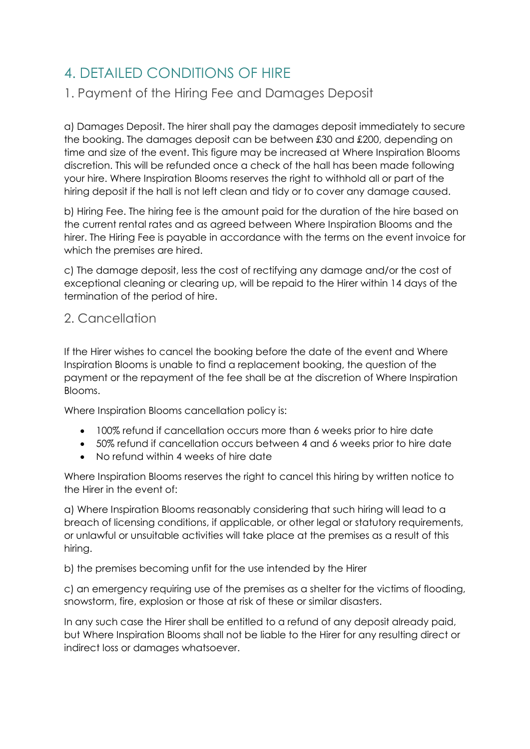# 4. DETAILED CONDITIONS OF HIRE

## 1. Payment of the Hiring Fee and Damages Deposit

a) Damages Deposit. The hirer shall pay the damages deposit immediately to secure the booking. The damages deposit can be between £30 and £200, depending on time and size of the event. This figure may be increased at Where Inspiration Blooms discretion. This will be refunded once a check of the hall has been made following your hire. Where Inspiration Blooms reserves the right to withhold all or part of the hiring deposit if the hall is not left clean and tidy or to cover any damage caused.

b) Hiring Fee. The hiring fee is the amount paid for the duration of the hire based on the current rental rates and as agreed between Where Inspiration Blooms and the hirer. The Hiring Fee is payable in accordance with the terms on the event invoice for which the premises are hired.

c) The damage deposit, less the cost of rectifying any damage and/or the cost of exceptional cleaning or clearing up, will be repaid to the Hirer within 14 days of the termination of the period of hire.

## 2. Cancellation

If the Hirer wishes to cancel the booking before the date of the event and Where Inspiration Blooms is unable to find a replacement booking, the question of the payment or the repayment of the fee shall be at the discretion of Where Inspiration Blooms.

Where Inspiration Blooms cancellation policy is:

- 100% refund if cancellation occurs more than 6 weeks prior to hire date
- 50% refund if cancellation occurs between 4 and 6 weeks prior to hire date
- No refund within 4 weeks of hire date

Where Inspiration Blooms reserves the right to cancel this hiring by written notice to the Hirer in the event of:

a) Where Inspiration Blooms reasonably considering that such hiring will lead to a breach of licensing conditions, if applicable, or other legal or statutory requirements, or unlawful or unsuitable activities will take place at the premises as a result of this hiring.

b) the premises becoming unfit for the use intended by the Hirer

c) an emergency requiring use of the premises as a shelter for the victims of flooding, snowstorm, fire, explosion or those at risk of these or similar disasters.

In any such case the Hirer shall be entitled to a refund of any deposit already paid, but Where Inspiration Blooms shall not be liable to the Hirer for any resulting direct or indirect loss or damages whatsoever.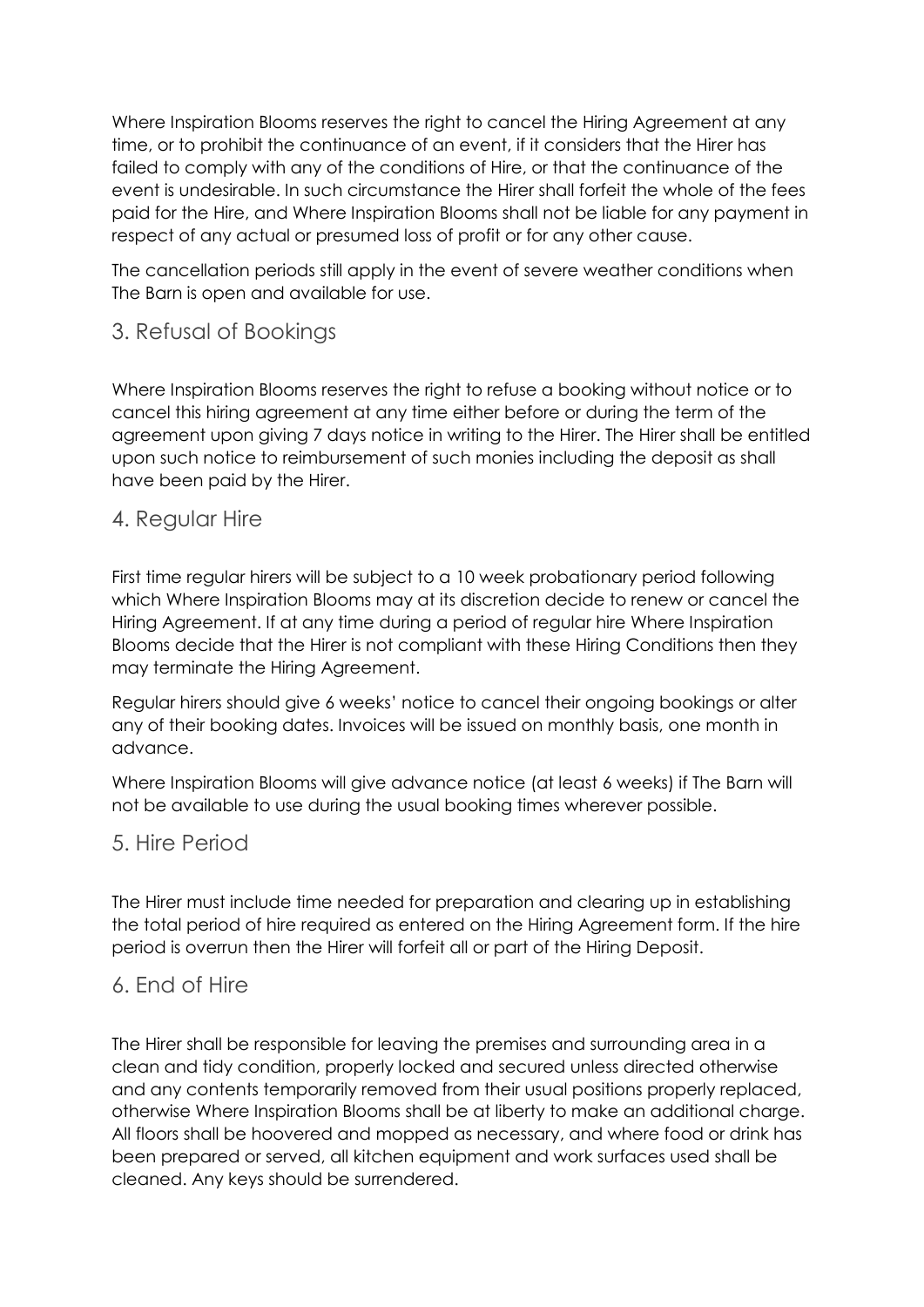Where Inspiration Blooms reserves the right to cancel the Hiring Agreement at any time, or to prohibit the continuance of an event, if it considers that the Hirer has failed to comply with any of the conditions of Hire, or that the continuance of the event is undesirable. In such circumstance the Hirer shall forfeit the whole of the fees paid for the Hire, and Where Inspiration Blooms shall not be liable for any payment in respect of any actual or presumed loss of profit or for any other cause.

The cancellation periods still apply in the event of severe weather conditions when The Barn is open and available for use.

## 3. Refusal of Bookings

Where Inspiration Blooms reserves the right to refuse a booking without notice or to cancel this hiring agreement at any time either before or during the term of the agreement upon giving 7 days notice in writing to the Hirer. The Hirer shall be entitled upon such notice to reimbursement of such monies including the deposit as shall have been paid by the Hirer.

## 4. Regular Hire

First time regular hirers will be subject to a 10 week probationary period following which Where Inspiration Blooms may at its discretion decide to renew or cancel the Hiring Agreement. If at any time during a period of regular hire Where Inspiration Blooms decide that the Hirer is not compliant with these Hiring Conditions then they may terminate the Hiring Agreement.

Regular hirers should give 6 weeks' notice to cancel their ongoing bookings or alter any of their booking dates. Invoices will be issued on monthly basis, one month in advance.

Where Inspiration Blooms will give advance notice (at least 6 weeks) if The Barn will not be available to use during the usual booking times wherever possible.

## 5. Hire Period

The Hirer must include time needed for preparation and clearing up in establishing the total period of hire required as entered on the Hiring Agreement form. If the hire period is overrun then the Hirer will forfeit all or part of the Hiring Deposit.

## 6. End of Hire

The Hirer shall be responsible for leaving the premises and surrounding area in a clean and tidy condition, properly locked and secured unless directed otherwise and any contents temporarily removed from their usual positions properly replaced, otherwise Where Inspiration Blooms shall be at liberty to make an additional charge. All floors shall be hoovered and mopped as necessary, and where food or drink has been prepared or served, all kitchen equipment and work surfaces used shall be cleaned. Any keys should be surrendered.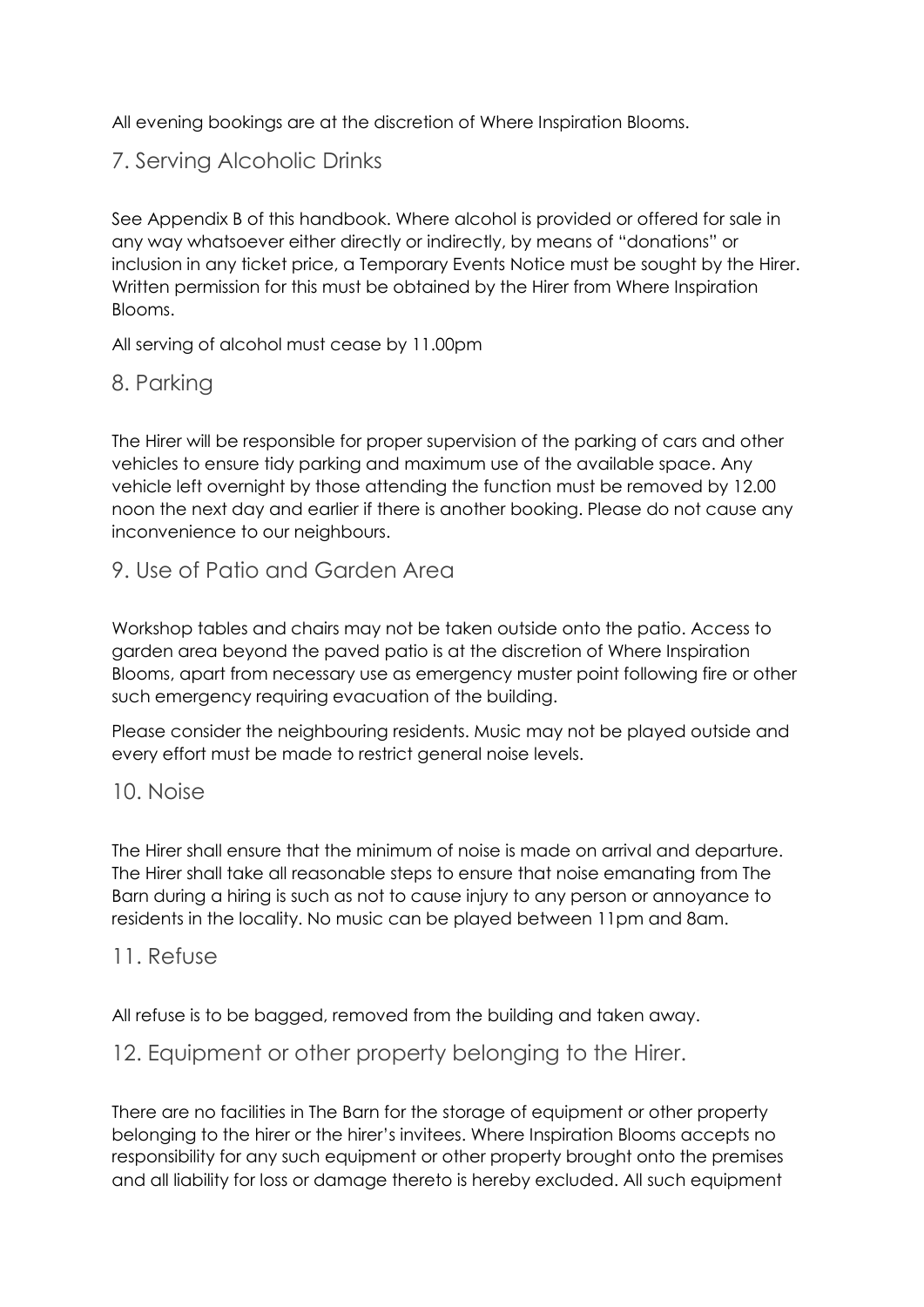All evening bookings are at the discretion of Where Inspiration Blooms.

## 7. Serving Alcoholic Drinks

See Appendix B of this handbook. Where alcohol is provided or offered for sale in any way whatsoever either directly or indirectly, by means of "donations" or inclusion in any ticket price, a Temporary Events Notice must be sought by the Hirer. Written permission for this must be obtained by the Hirer from Where Inspiration Blooms.

All serving of alcohol must cease by 11.00pm

## 8. Parking

The Hirer will be responsible for proper supervision of the parking of cars and other vehicles to ensure tidy parking and maximum use of the available space. Any vehicle left overnight by those attending the function must be removed by 12.00 noon the next day and earlier if there is another booking. Please do not cause any inconvenience to our neighbours.

## 9. Use of Patio and Garden Area

Workshop tables and chairs may not be taken outside onto the patio. Access to garden area beyond the paved patio is at the discretion of Where Inspiration Blooms, apart from necessary use as emergency muster point following fire or other such emergency requiring evacuation of the building.

Please consider the neighbouring residents. Music may not be played outside and every effort must be made to restrict general noise levels.

## 10. Noise

The Hirer shall ensure that the minimum of noise is made on arrival and departure. The Hirer shall take all reasonable steps to ensure that noise emanating from The Barn during a hiring is such as not to cause injury to any person or annoyance to residents in the locality. No music can be played between 11pm and 8am.

## 11. Refuse

All refuse is to be bagged, removed from the building and taken away.

## 12. Equipment or other property belonging to the Hirer.

There are no facilities in The Barn for the storage of equipment or other property belonging to the hirer or the hirer's invitees. Where Inspiration Blooms accepts no responsibility for any such equipment or other property brought onto the premises and all liability for loss or damage thereto is hereby excluded. All such equipment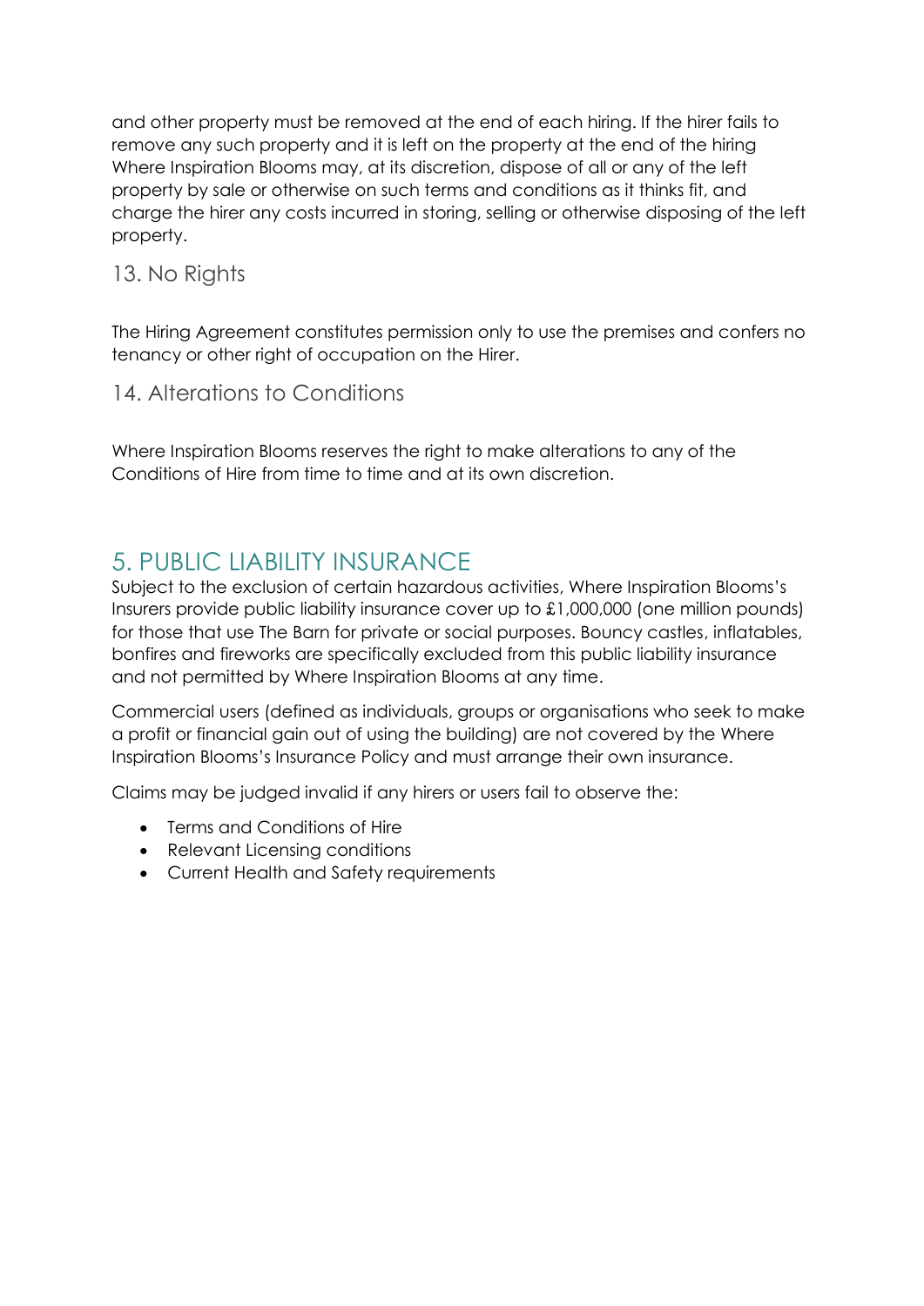and other property must be removed at the end of each hiring. If the hirer fails to remove any such property and it is left on the property at the end of the hiring Where Inspiration Blooms may, at its discretion, dispose of all or any of the left property by sale or otherwise on such terms and conditions as it thinks fit, and charge the hirer any costs incurred in storing, selling or otherwise disposing of the left property.

### 13. No Rights

The Hiring Agreement constitutes permission only to use the premises and confers no tenancy or other right of occupation on the Hirer.

### 14. Alterations to Conditions

Where Inspiration Blooms reserves the right to make alterations to any of the Conditions of Hire from time to time and at its own discretion.

## 5. PUBLIC LIABILITY INSURANCE

Subject to the exclusion of certain hazardous activities, Where Inspiration Blooms's Insurers provide public liability insurance cover up to £1,000,000 (one million pounds) for those that use The Barn for private or social purposes. Bouncy castles, inflatables, bonfires and fireworks are specifically excluded from this public liability insurance and not permitted by Where Inspiration Blooms at any time.

Commercial users (defined as individuals, groups or organisations who seek to make a profit or financial gain out of using the building) are not covered by the Where Inspiration Blooms's Insurance Policy and must arrange their own insurance.

Claims may be judged invalid if any hirers or users fail to observe the:

- Terms and Conditions of Hire
- Relevant Licensing conditions
- Current Health and Safety requirements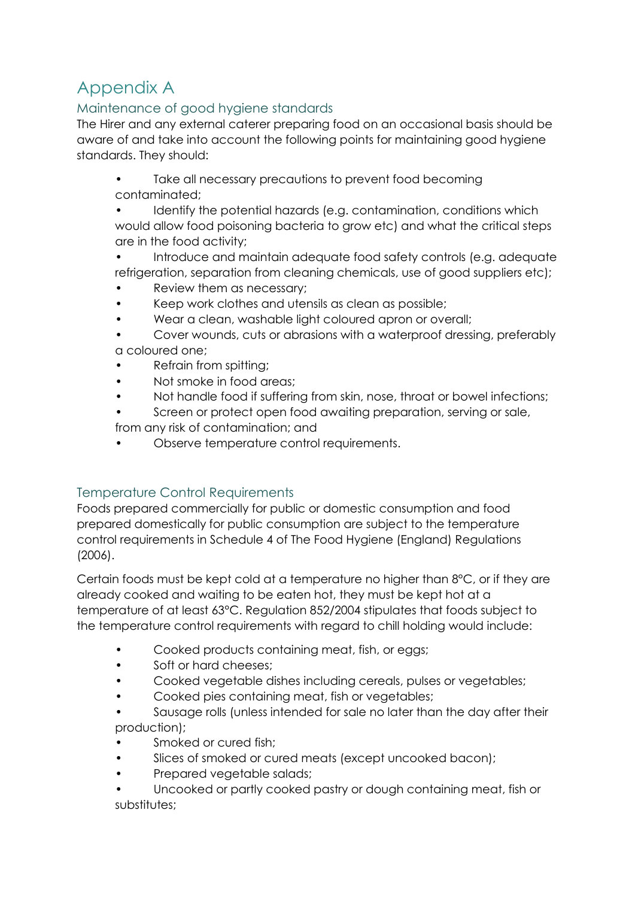# Appendix A

## Maintenance of good hygiene standards

The Hirer and any external caterer preparing food on an occasional basis should be aware of and take into account the following points for maintaining good hygiene standards. They should:

- Take all necessary precautions to prevent food becoming contaminated;
- Identify the potential hazards (e.g. contamination, conditions which would allow food poisoning bacteria to grow etc) and what the critical steps are in the food activity;
- Introduce and maintain adequate food safety controls (e.g. adequate refrigeration, separation from cleaning chemicals, use of good suppliers etc);
- Review them as necessary;
- Keep work clothes and utensils as clean as possible;
- Wear a clean, washable light coloured apron or overall;
- Cover wounds, cuts or abrasions with a waterproof dressing, preferably a coloured one;
- Refrain from spitting;
- Not smoke in food areas;
- Not handle food if suffering from skin, nose, throat or bowel infections;
- Screen or protect open food awaiting preparation, serving or sale, from any risk of contamination; and
- Observe temperature control requirements.

## Temperature Control Requirements

Foods prepared commercially for public or domestic consumption and food prepared domestically for public consumption are subject to the temperature control requirements in Schedule 4 of The Food Hygiene (England) Regulations (2006).

Certain foods must be kept cold at a temperature no higher than 8°C, or if they are already cooked and waiting to be eaten hot, they must be kept hot at a temperature of at least 63°C. Regulation 852/2004 stipulates that foods subject to the temperature control requirements with regard to chill holding would include:

- Cooked products containing meat, fish, or eggs;
- Soft or hard cheeses;
- Cooked vegetable dishes including cereals, pulses or vegetables;
- Cooked pies containing meat, fish or vegetables;
- Sausage rolls (unless intended for sale no later than the day after their production);
- Smoked or cured fish;
- Slices of smoked or cured meats (except uncooked bacon);
- Prepared vegetable salads;
- Uncooked or partly cooked pastry or dough containing meat, fish or substitutes;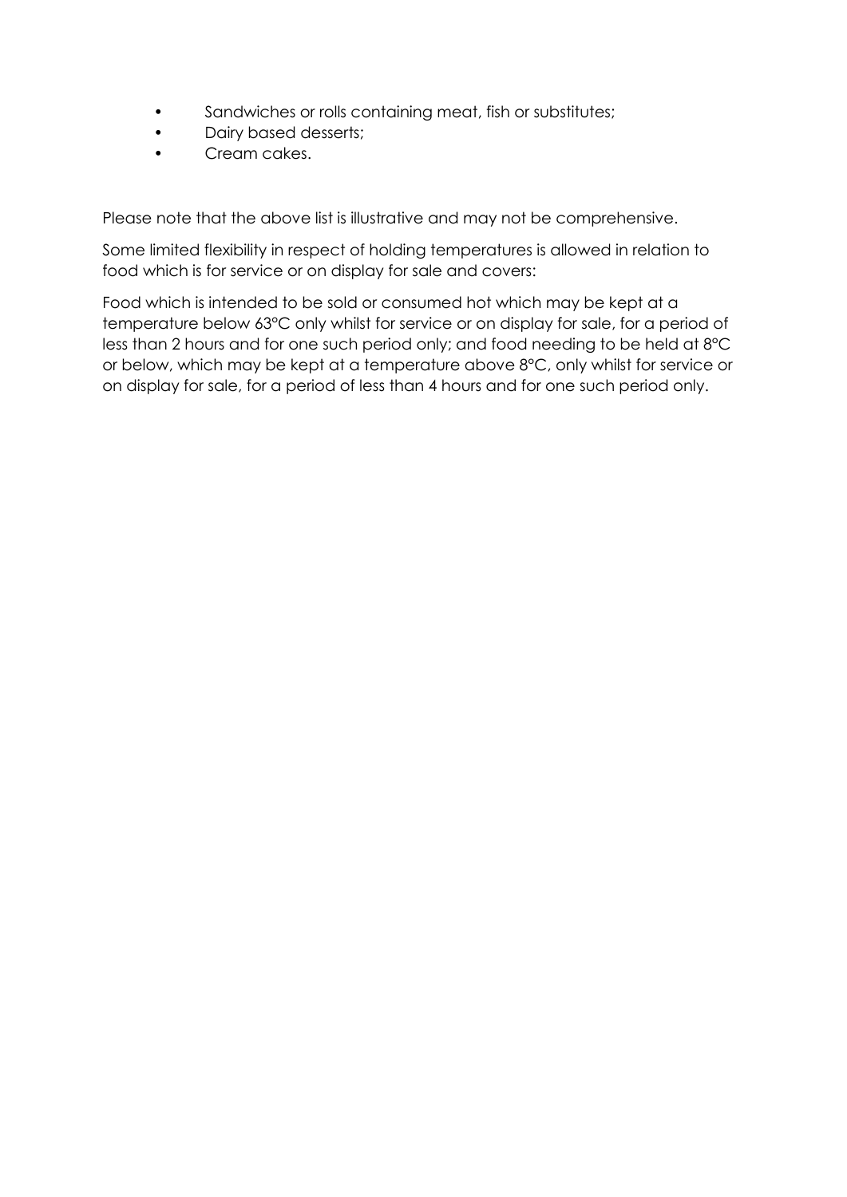- Sandwiches or rolls containing meat, fish or substitutes;
- Dairy based desserts;
- Cream cakes.

Please note that the above list is illustrative and may not be comprehensive.

Some limited flexibility in respect of holding temperatures is allowed in relation to food which is for service or on display for sale and covers:

Food which is intended to be sold or consumed hot which may be kept at a temperature below 63°C only whilst for service or on display for sale, for a period of less than 2 hours and for one such period only; and food needing to be held at 8°C or below, which may be kept at a temperature above 8°C, only whilst for service or on display for sale, for a period of less than 4 hours and for one such period only.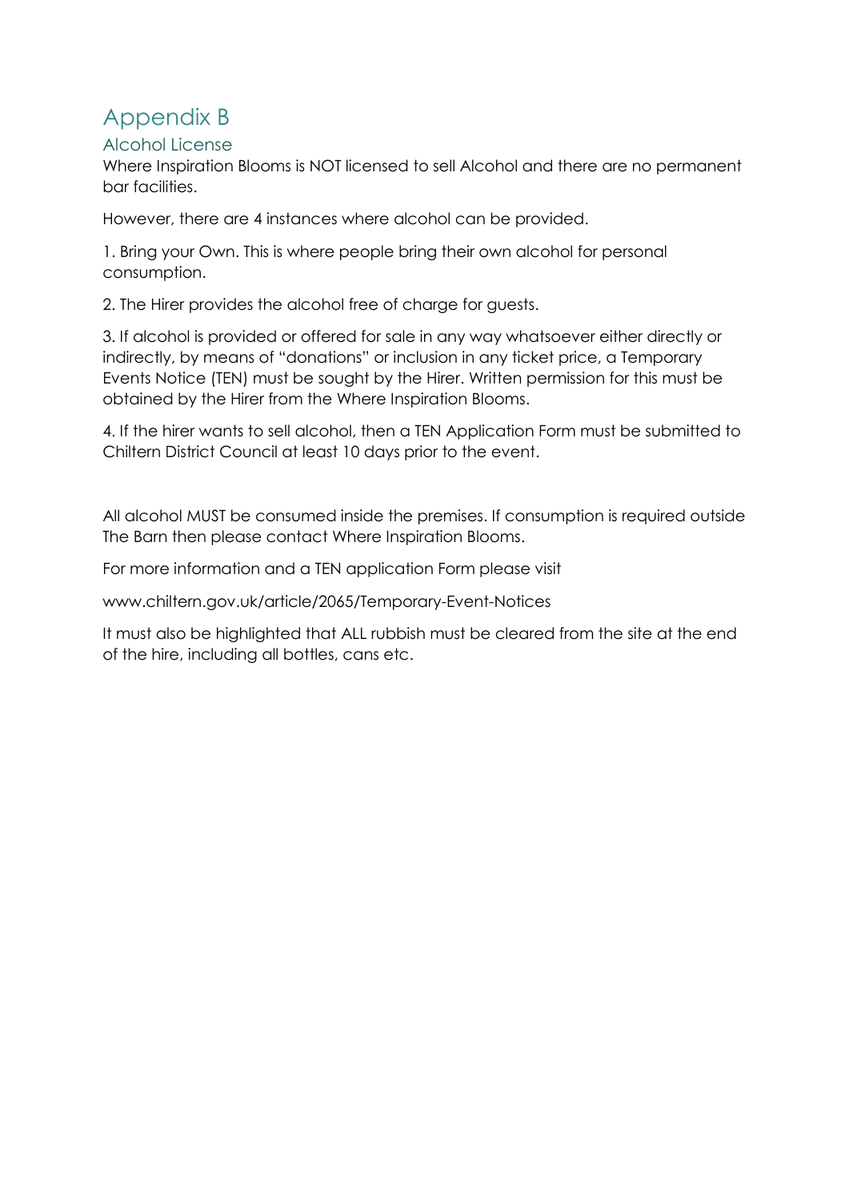# Appendix B

## Alcohol License

Where Inspiration Blooms is NOT licensed to sell Alcohol and there are no permanent bar facilities.

However, there are 4 instances where alcohol can be provided.

1. Bring your Own. This is where people bring their own alcohol for personal consumption.

2. The Hirer provides the alcohol free of charge for guests.

3. If alcohol is provided or offered for sale in any way whatsoever either directly or indirectly, by means of "donations" or inclusion in any ticket price, a Temporary Events Notice (TEN) must be sought by the Hirer. Written permission for this must be obtained by the Hirer from the Where Inspiration Blooms.

4. If the hirer wants to sell alcohol, then a TEN Application Form must be submitted to Chiltern District Council at least 10 days prior to the event.

All alcohol MUST be consumed inside the premises. If consumption is required outside The Barn then please contact Where Inspiration Blooms.

For more information and a TEN application Form please visit

www.chiltern.gov.uk/article/2065/Temporary-Event-Notices

It must also be highlighted that ALL rubbish must be cleared from the site at the end of the hire, including all bottles, cans etc.